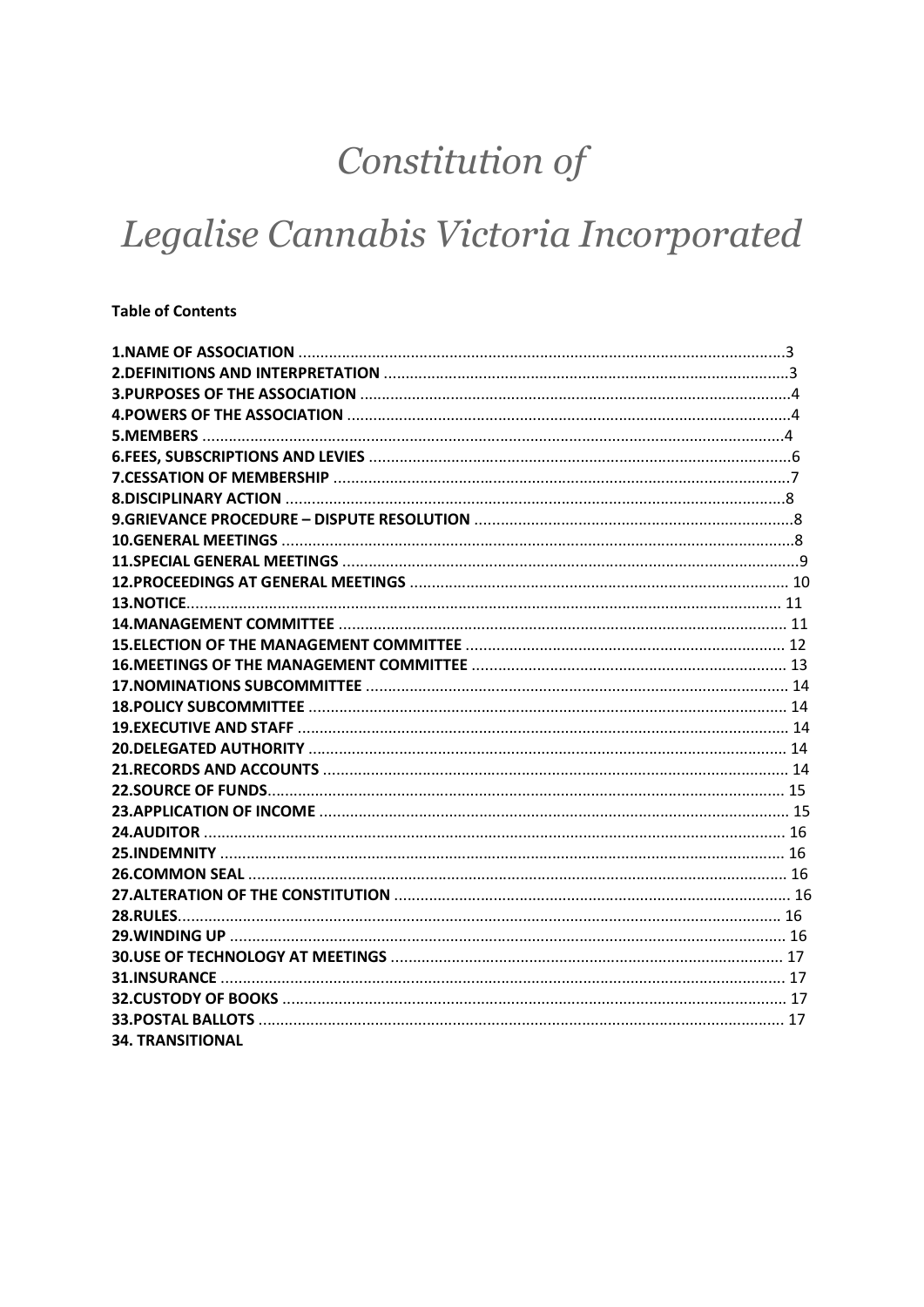# *Constitution of*

# *Legalise Cannabis Victoria Incorporated*

**Table of Contents**

**1.NAME OF ASSOCIATION** ....................................................................................................3
**2.DEFINITIONS AND INTERPRETATION** .............................................................................3
**3.PURPOSES OF THE ASSOCIATION** ...................................................................................4
**4.POWERS OF THE ASSOCIATION** ......................................................................................4
**5.MEMBERS** .......................................................................................................................4
**6.FEES, SUBSCRIPTIONS AND LEVIES** .................................................................................6
**7.CESSATION OF MEMBERSHIP** ..........................................................................................7
**8.DISCIPLINARY ACTION** ....................................................................................................8
**9.GRIEVANCE PROCEDURE – DISPUTE RESOLUTION** ..........................................................8
**10.GENERAL MEETINGS** ......................................................................................................8
**11.SPECIAL GENERAL MEETINGS** .........................................................................................9
**12.PROCEEDINGS AT GENERAL MEETINGS** ........................................................................ 10
**13.NOTICE**.......................................................................................................................... 11
**14.MANAGEMENT COMMITTEE** ........................................................................................ 11
**15.ELECTION OF THE MANAGEMENT COMMITTEE** ........................................................... 12
**16.MEETINGS OF THE MANAGEMENT COMMITTEE** ......................................................... 13
**17.NOMINATIONS SUBCOMMITTEE** .................................................................................. 14
**18.POLICY SUBCOMMITTEE** .............................................................................................. 14
**19.EXECUTIVE AND STAFF** ................................................................................................. 14
**20.DELEGATED AUTHORITY** .............................................................................................. 14
**21.RECORDS AND ACCOUNTS** ........................................................................................... 14
**22.SOURCE OF FUNDS**........................................................................................................ 15
**23.APPLICATION OF INCOME** ............................................................................................ 15
**24.AUDITOR** ...................................................................................................................... 16
**25.INDEMNITY** .................................................................................................................. 16
**26.COMMON SEAL** ............................................................................................................ 16
**27.ALTERATION OF THE CONSTITUTION** ........................................................................... 16
**28.RULES**........................................................................................................................... 16
**29.WINDING UP** ................................................................................................................ 16
**30.USE OF TECHNOLOGY AT MEETINGS** ........................................................................... 17
**31.INSURANCE** .................................................................................................................. 17
**32.CUSTODY OF BOOKS** .................................................................................................... 17
**33.POSTAL BALLOTS** ......................................................................................................... 17
**34. TRANSITIONAL**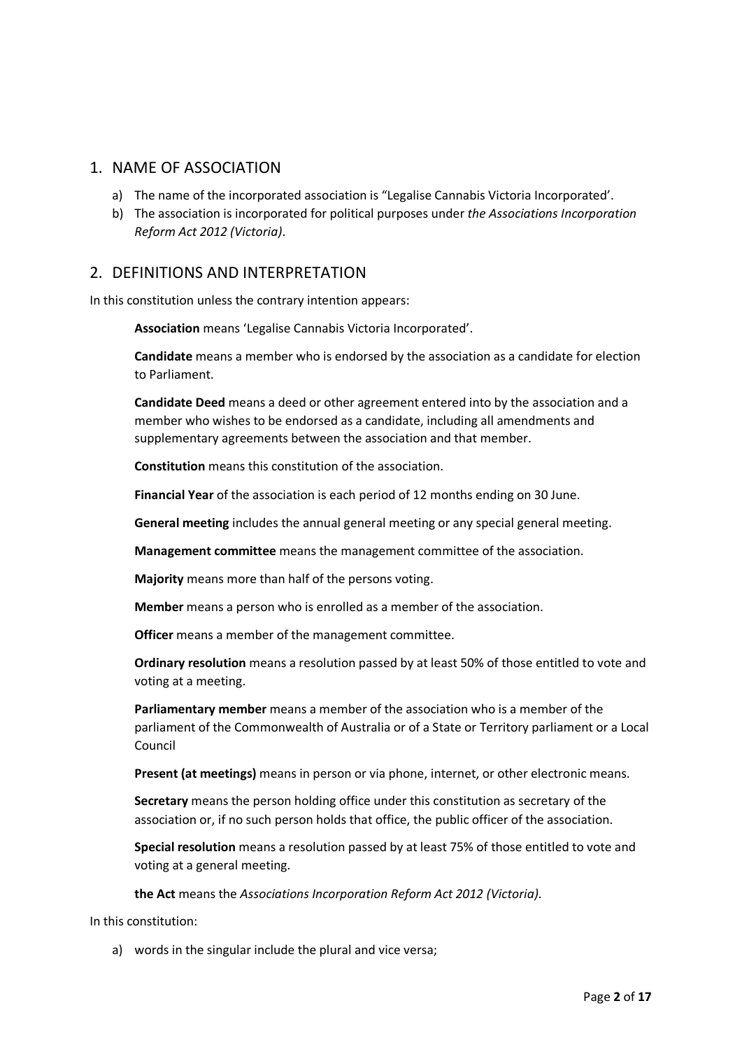## 1. NAME OF ASSOCIATION

a) The name of the incorporated association is "Legalise Cannabis Victoria Incorporated'.

b) The association is incorporated for political purposes under *the Associations Incorporation Reform Act 2012 (Victoria)*.

## 2. DEFINITIONS AND INTERPRETATION

In this constitution unless the contrary intention appears:

**Association** means 'Legalise Cannabis Victoria Incorporated'.

**Candidate** means a member who is endorsed by the association as a candidate for election to Parliament.

**Candidate Deed** means a deed or other agreement entered into by the association and a member who wishes to be endorsed as a candidate, including all amendments and supplementary agreements between the association and that member.

**Constitution** means this constitution of the association.

**Financial Year** of the association is each period of 12 months ending on 30 June.

**General meeting** includes the annual general meeting or any special general meeting.

**Management committee** means the management committee of the association.

**Majority** means more than half of the persons voting.

**Member** means a person who is enrolled as a member of the association.

**Officer** means a member of the management committee.

**Ordinary resolution** means a resolution passed by at least 50% of those entitled to vote and voting at a meeting.

**Parliamentary member** means a member of the association who is a member of the parliament of the Commonwealth of Australia or of a State or Territory parliament or a Local Council

**Present (at meetings)** means in person or via phone, internet, or other electronic means.

**Secretary** means the person holding office under this constitution as secretary of the association or, if no such person holds that office, the public officer of the association.

**Special resolution** means a resolution passed by at least 75% of those entitled to vote and voting at a general meeting.

**the Act** means the *Associations Incorporation Reform Act 2012 (Victoria)*.

In this constitution:

a) words in the singular include the plural and vice versa;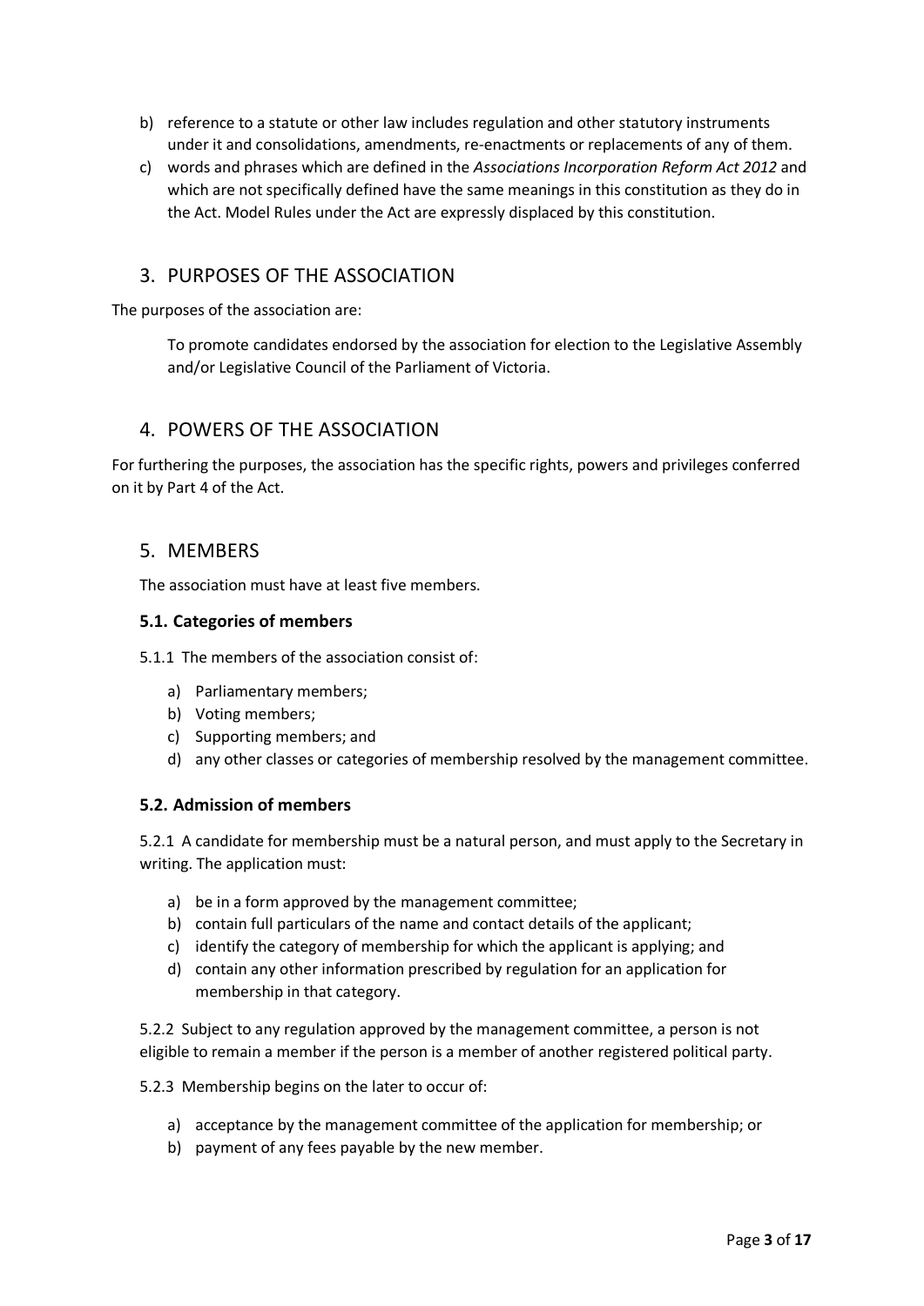b) reference to a statute or other law includes regulation and other statutory instruments under it and consolidations, amendments, re-enactments or replacements of any of them.

c) words and phrases which are defined in the *Associations Incorporation Reform Act 2012* and which are not specifically defined have the same meanings in this constitution as they do in the Act. Model Rules under the Act are expressly displaced by this constitution.

## 3. PURPOSES OF THE ASSOCIATION

The purposes of the association are:

> To promote candidates endorsed by the association for election to the Legislative Assembly and/or Legislative Council of the Parliament of Victoria.

## 4. POWERS OF THE ASSOCIATION

For furthering the purposes, the association has the specific rights, powers and privileges conferred on it by Part 4 of the Act.

## 5. MEMBERS

The association must have at least five members.

### 5.1. Categories of members

5.1.1 The members of the association consist of:

a) Parliamentary members;
b) Voting members;
c) Supporting members; and
d) any other classes or categories of membership resolved by the management committee.

### 5.2. Admission of members

5.2.1 A candidate for membership must be a natural person, and must apply to the Secretary in writing. The application must:

a) be in a form approved by the management committee;
b) contain full particulars of the name and contact details of the applicant;
c) identify the category of membership for which the applicant is applying; and
d) contain any other information prescribed by regulation for an application for membership in that category.

5.2.2 Subject to any regulation approved by the management committee, a person is not eligible to remain a member if the person is a member of another registered political party.

5.2.3 Membership begins on the later to occur of:

a) acceptance by the management committee of the application for membership; or
b) payment of any fees payable by the new member.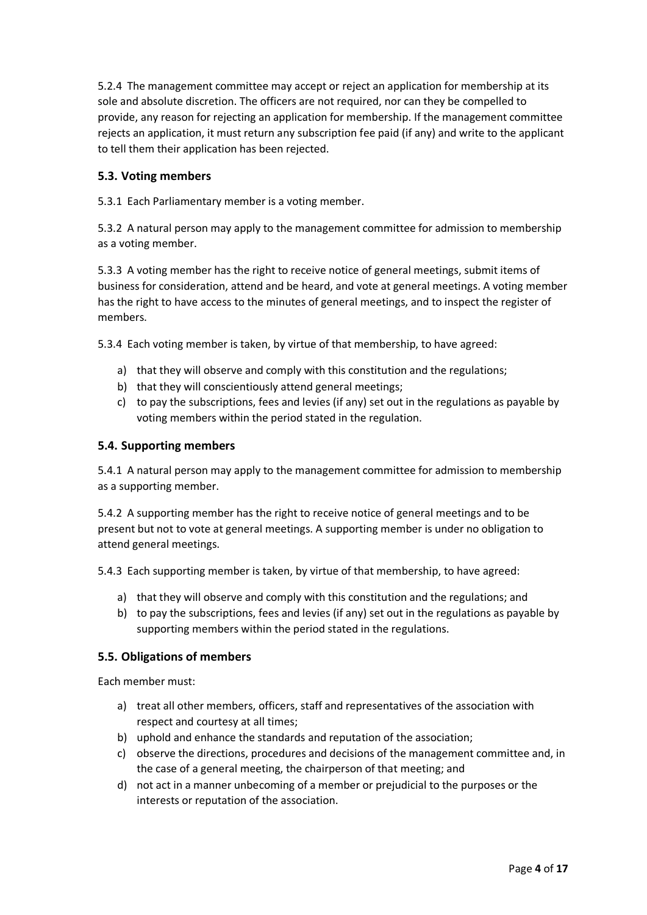5.2.4 The management committee may accept or reject an application for membership at its sole and absolute discretion. The officers are not required, nor can they be compelled to provide, any reason for rejecting an application for membership. If the management committee rejects an application, it must return any subscription fee paid (if any) and write to the applicant to tell them their application has been rejected.

### 5.3. Voting members

5.3.1 Each Parliamentary member is a voting member.

5.3.2 A natural person may apply to the management committee for admission to membership as a voting member.

5.3.3 A voting member has the right to receive notice of general meetings, submit items of business for consideration, attend and be heard, and vote at general meetings. A voting member has the right to have access to the minutes of general meetings, and to inspect the register of members.

5.3.4 Each voting member is taken, by virtue of that membership, to have agreed:

a) that they will observe and comply with this constitution and the regulations;
b) that they will conscientiously attend general meetings;
c) to pay the subscriptions, fees and levies (if any) set out in the regulations as payable by voting members within the period stated in the regulation.

### 5.4. Supporting members

5.4.1 A natural person may apply to the management committee for admission to membership as a supporting member.

5.4.2 A supporting member has the right to receive notice of general meetings and to be present but not to vote at general meetings. A supporting member is under no obligation to attend general meetings.

5.4.3 Each supporting member is taken, by virtue of that membership, to have agreed:

a) that they will observe and comply with this constitution and the regulations; and
b) to pay the subscriptions, fees and levies (if any) set out in the regulations as payable by supporting members within the period stated in the regulations.

### 5.5. Obligations of members

Each member must:

a) treat all other members, officers, staff and representatives of the association with respect and courtesy at all times;
b) uphold and enhance the standards and reputation of the association;
c) observe the directions, procedures and decisions of the management committee and, in the case of a general meeting, the chairperson of that meeting; and
d) not act in a manner unbecoming of a member or prejudicial to the purposes or the interests or reputation of the association.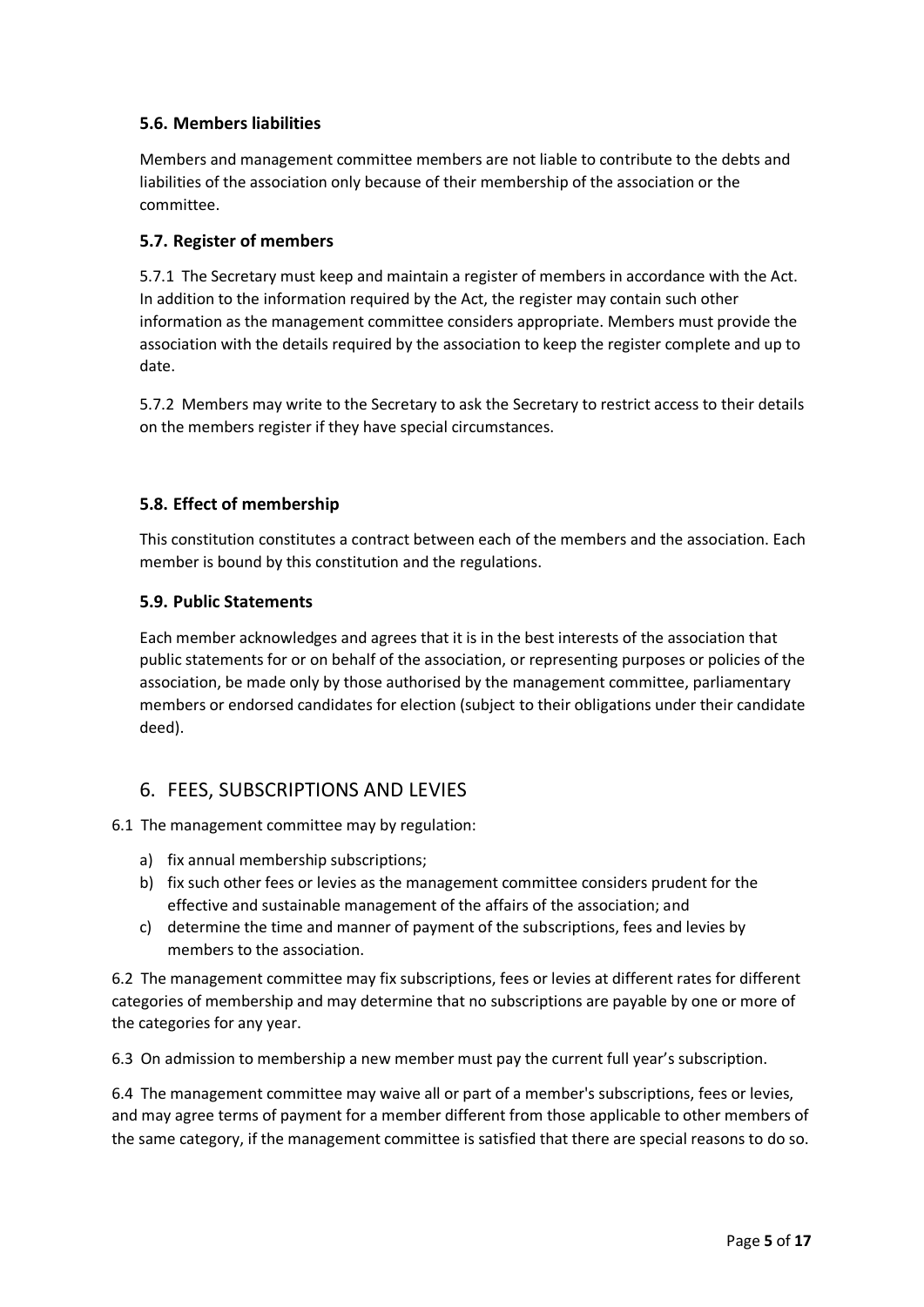### 5.6. Members liabilities

Members and management committee members are not liable to contribute to the debts and liabilities of the association only because of their membership of the association or the committee.

### 5.7. Register of members

5.7.1 The Secretary must keep and maintain a register of members in accordance with the Act. In addition to the information required by the Act, the register may contain such other information as the management committee considers appropriate. Members must provide the association with the details required by the association to keep the register complete and up to date.

5.7.2 Members may write to the Secretary to ask the Secretary to restrict access to their details on the members register if they have special circumstances.

### 5.8. Effect of membership

This constitution constitutes a contract between each of the members and the association. Each member is bound by this constitution and the regulations.

### 5.9. Public Statements

Each member acknowledges and agrees that it is in the best interests of the association that public statements for or on behalf of the association, or representing purposes or policies of the association, be made only by those authorised by the management committee, parliamentary members or endorsed candidates for election (subject to their obligations under their candidate deed).

## 6. FEES, SUBSCRIPTIONS AND LEVIES

6.1 The management committee may by regulation:

a) fix annual membership subscriptions;
b) fix such other fees or levies as the management committee considers prudent for the effective and sustainable management of the affairs of the association; and
c) determine the time and manner of payment of the subscriptions, fees and levies by members to the association.

6.2 The management committee may fix subscriptions, fees or levies at different rates for different categories of membership and may determine that no subscriptions are payable by one or more of the categories for any year.

6.3 On admission to membership a new member must pay the current full year's subscription.

6.4 The management committee may waive all or part of a member's subscriptions, fees or levies, and may agree terms of payment for a member different from those applicable to other members of the same category, if the management committee is satisfied that there are special reasons to do so.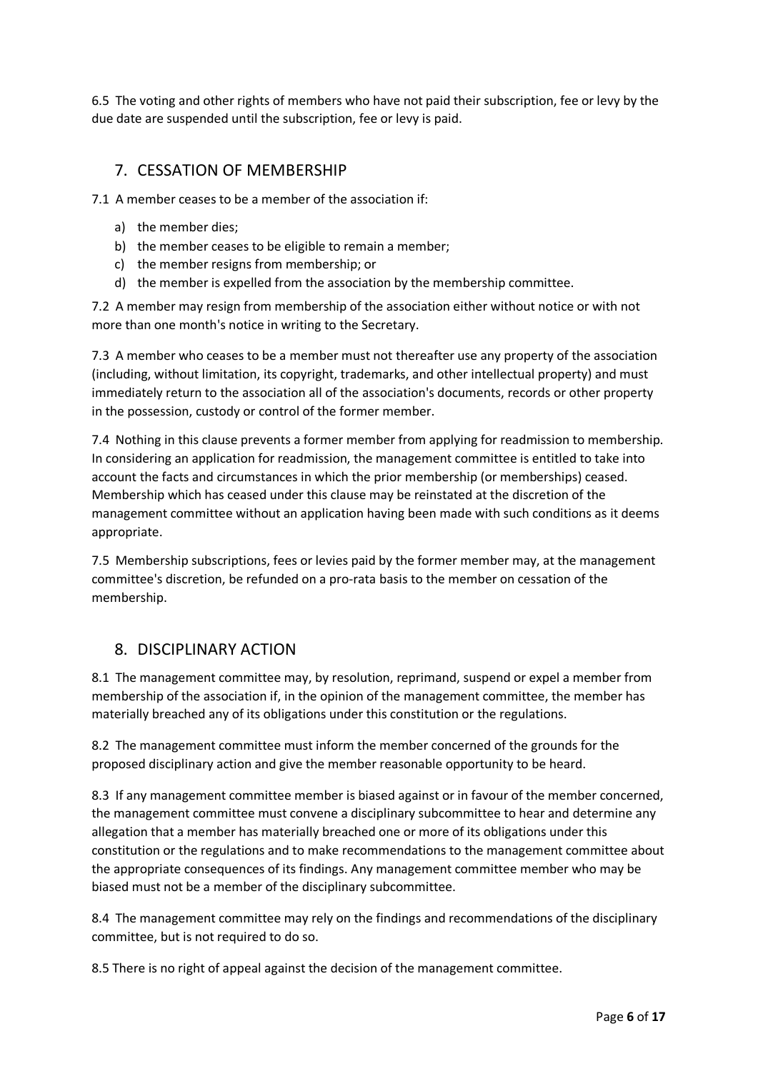6.5 The voting and other rights of members who have not paid their subscription, fee or levy by the due date are suspended until the subscription, fee or levy is paid.

## 7. CESSATION OF MEMBERSHIP

7.1 A member ceases to be a member of the association if:

a) the member dies;
b) the member ceases to be eligible to remain a member;
c) the member resigns from membership; or
d) the member is expelled from the association by the membership committee.

7.2 A member may resign from membership of the association either without notice or with not more than one month's notice in writing to the Secretary.

7.3 A member who ceases to be a member must not thereafter use any property of the association (including, without limitation, its copyright, trademarks, and other intellectual property) and must immediately return to the association all of the association's documents, records or other property in the possession, custody or control of the former member.

7.4 Nothing in this clause prevents a former member from applying for readmission to membership. In considering an application for readmission, the management committee is entitled to take into account the facts and circumstances in which the prior membership (or memberships) ceased. Membership which has ceased under this clause may be reinstated at the discretion of the management committee without an application having been made with such conditions as it deems appropriate.

7.5 Membership subscriptions, fees or levies paid by the former member may, at the management committee's discretion, be refunded on a pro-rata basis to the member on cessation of the membership.

## 8. DISCIPLINARY ACTION

8.1 The management committee may, by resolution, reprimand, suspend or expel a member from membership of the association if, in the opinion of the management committee, the member has materially breached any of its obligations under this constitution or the regulations.

8.2 The management committee must inform the member concerned of the grounds for the proposed disciplinary action and give the member reasonable opportunity to be heard.

8.3 If any management committee member is biased against or in favour of the member concerned, the management committee must convene a disciplinary subcommittee to hear and determine any allegation that a member has materially breached one or more of its obligations under this constitution or the regulations and to make recommendations to the management committee about the appropriate consequences of its findings. Any management committee member who may be biased must not be a member of the disciplinary subcommittee.

8.4 The management committee may rely on the findings and recommendations of the disciplinary committee, but is not required to do so.

8.5 There is no right of appeal against the decision of the management committee.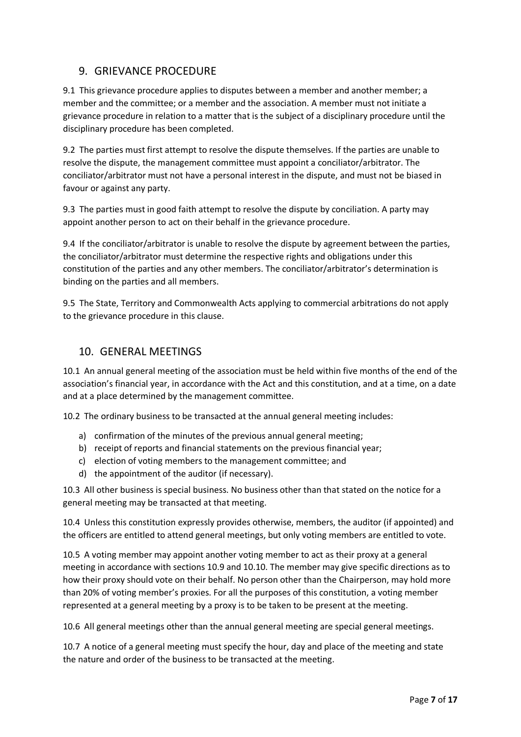## 9. GRIEVANCE PROCEDURE

9.1 This grievance procedure applies to disputes between a member and another member; a member and the committee; or a member and the association. A member must not initiate a grievance procedure in relation to a matter that is the subject of a disciplinary procedure until the disciplinary procedure has been completed.

9.2 The parties must first attempt to resolve the dispute themselves. If the parties are unable to resolve the dispute, the management committee must appoint a conciliator/arbitrator. The conciliator/arbitrator must not have a personal interest in the dispute, and must not be biased in favour or against any party.

9.3 The parties must in good faith attempt to resolve the dispute by conciliation. A party may appoint another person to act on their behalf in the grievance procedure.

9.4 If the conciliator/arbitrator is unable to resolve the dispute by agreement between the parties, the conciliator/arbitrator must determine the respective rights and obligations under this constitution of the parties and any other members. The conciliator/arbitrator's determination is binding on the parties and all members.

9.5 The State, Territory and Commonwealth Acts applying to commercial arbitrations do not apply to the grievance procedure in this clause.

## 10. GENERAL MEETINGS

10.1 An annual general meeting of the association must be held within five months of the end of the association's financial year, in accordance with the Act and this constitution, and at a time, on a date and at a place determined by the management committee.

10.2 The ordinary business to be transacted at the annual general meeting includes:

a) confirmation of the minutes of the previous annual general meeting;
b) receipt of reports and financial statements on the previous financial year;
c) election of voting members to the management committee; and
d) the appointment of the auditor (if necessary).

10.3 All other business is special business. No business other than that stated on the notice for a general meeting may be transacted at that meeting.

10.4 Unless this constitution expressly provides otherwise, members, the auditor (if appointed) and the officers are entitled to attend general meetings, but only voting members are entitled to vote.

10.5 A voting member may appoint another voting member to act as their proxy at a general meeting in accordance with sections 10.9 and 10.10. The member may give specific directions as to how their proxy should vote on their behalf. No person other than the Chairperson, may hold more than 20% of voting member's proxies. For all the purposes of this constitution, a voting member represented at a general meeting by a proxy is to be taken to be present at the meeting.

10.6 All general meetings other than the annual general meeting are special general meetings.

10.7 A notice of a general meeting must specify the hour, day and place of the meeting and state the nature and order of the business to be transacted at the meeting.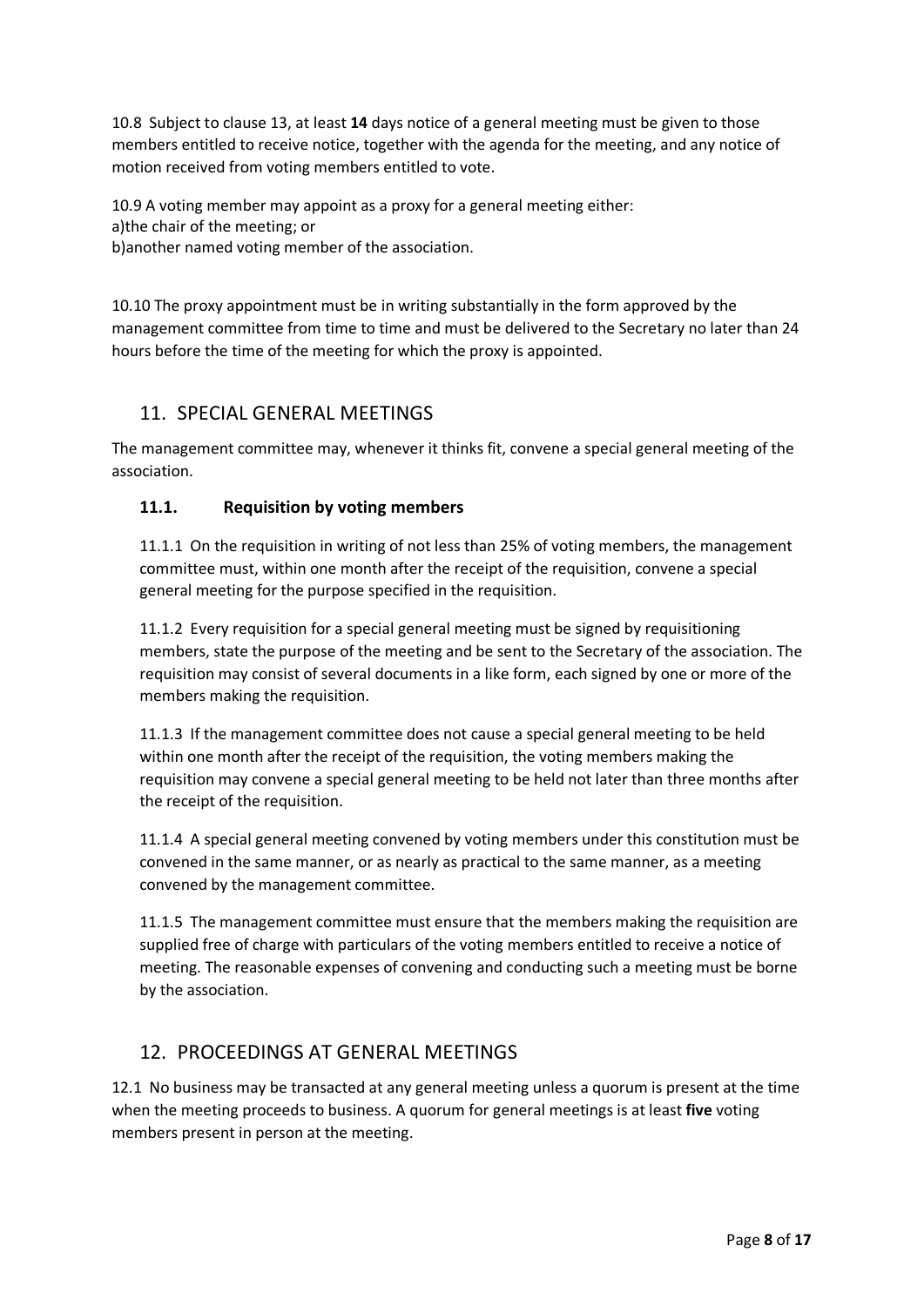10.8 Subject to clause 13, at least **14** days notice of a general meeting must be given to those members entitled to receive notice, together with the agenda for the meeting, and any notice of motion received from voting members entitled to vote.

10.9 A voting member may appoint as a proxy for a general meeting either:
a)the chair of the meeting; or
b)another named voting member of the association.

10.10 The proxy appointment must be in writing substantially in the form approved by the management committee from time to time and must be delivered to the Secretary no later than 24 hours before the time of the meeting for which the proxy is appointed.

## 11. SPECIAL GENERAL MEETINGS

The management committee may, whenever it thinks fit, convene a special general meeting of the association.

### 11.1. Requisition by voting members

11.1.1 On the requisition in writing of not less than 25% of voting members, the management committee must, within one month after the receipt of the requisition, convene a special general meeting for the purpose specified in the requisition.

11.1.2 Every requisition for a special general meeting must be signed by requisitioning members, state the purpose of the meeting and be sent to the Secretary of the association. The requisition may consist of several documents in a like form, each signed by one or more of the members making the requisition.

11.1.3 If the management committee does not cause a special general meeting to be held within one month after the receipt of the requisition, the voting members making the requisition may convene a special general meeting to be held not later than three months after the receipt of the requisition.

11.1.4 A special general meeting convened by voting members under this constitution must be convened in the same manner, or as nearly as practical to the same manner, as a meeting convened by the management committee.

11.1.5 The management committee must ensure that the members making the requisition are supplied free of charge with particulars of the voting members entitled to receive a notice of meeting. The reasonable expenses of convening and conducting such a meeting must be borne by the association.

## 12. PROCEEDINGS AT GENERAL MEETINGS

12.1 No business may be transacted at any general meeting unless a quorum is present at the time when the meeting proceeds to business. A quorum for general meetings is at least **five** voting members present in person at the meeting.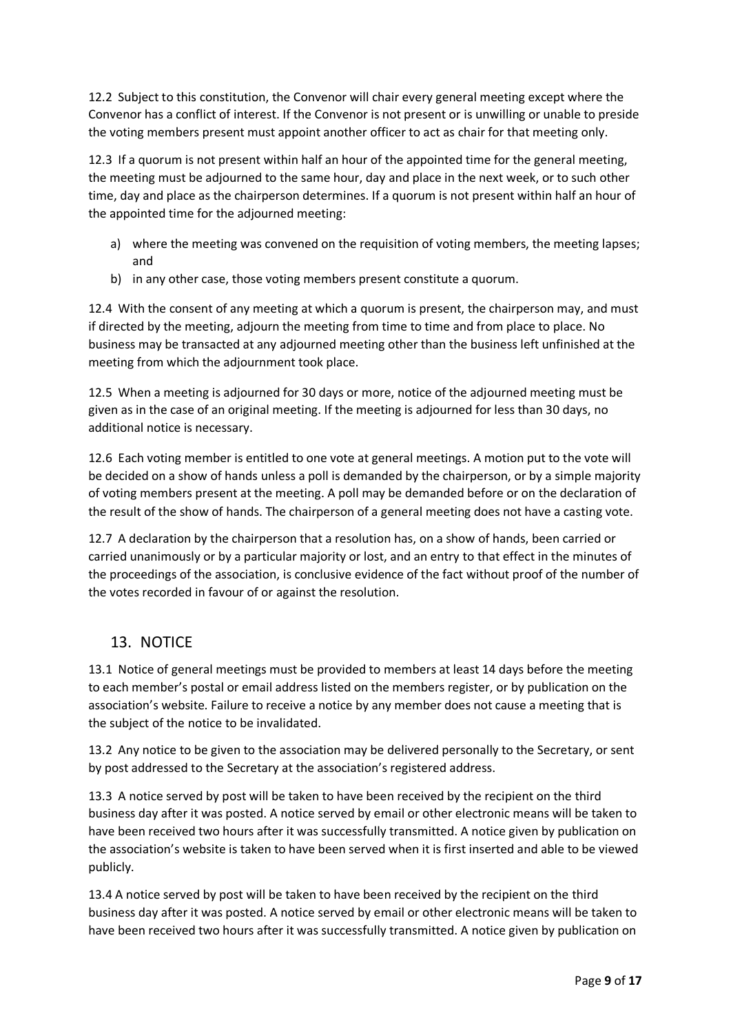12.2 Subject to this constitution, the Convenor will chair every general meeting except where the Convenor has a conflict of interest. If the Convenor is not present or is unwilling or unable to preside the voting members present must appoint another officer to act as chair for that meeting only.

12.3 If a quorum is not present within half an hour of the appointed time for the general meeting, the meeting must be adjourned to the same hour, day and place in the next week, or to such other time, day and place as the chairperson determines. If a quorum is not present within half an hour of the appointed time for the adjourned meeting:

a) where the meeting was convened on the requisition of voting members, the meeting lapses; and
b) in any other case, those voting members present constitute a quorum.

12.4 With the consent of any meeting at which a quorum is present, the chairperson may, and must if directed by the meeting, adjourn the meeting from time to time and from place to place. No business may be transacted at any adjourned meeting other than the business left unfinished at the meeting from which the adjournment took place.

12.5 When a meeting is adjourned for 30 days or more, notice of the adjourned meeting must be given as in the case of an original meeting. If the meeting is adjourned for less than 30 days, no additional notice is necessary.

12.6 Each voting member is entitled to one vote at general meetings. A motion put to the vote will be decided on a show of hands unless a poll is demanded by the chairperson, or by a simple majority of voting members present at the meeting. A poll may be demanded before or on the declaration of the result of the show of hands. The chairperson of a general meeting does not have a casting vote.

12.7 A declaration by the chairperson that a resolution has, on a show of hands, been carried or carried unanimously or by a particular majority or lost, and an entry to that effect in the minutes of the proceedings of the association, is conclusive evidence of the fact without proof of the number of the votes recorded in favour of or against the resolution.

## 13. NOTICE

13.1 Notice of general meetings must be provided to members at least 14 days before the meeting to each member's postal or email address listed on the members register, or by publication on the association's website. Failure to receive a notice by any member does not cause a meeting that is the subject of the notice to be invalidated.

13.2 Any notice to be given to the association may be delivered personally to the Secretary, or sent by post addressed to the Secretary at the association's registered address.

13.3 A notice served by post will be taken to have been received by the recipient on the third business day after it was posted. A notice served by email or other electronic means will be taken to have been received two hours after it was successfully transmitted. A notice given by publication on the association's website is taken to have been served when it is first inserted and able to be viewed publicly.

13.4 A notice served by post will be taken to have been received by the recipient on the third business day after it was posted. A notice served by email or other electronic means will be taken to have been received two hours after it was successfully transmitted. A notice given by publication on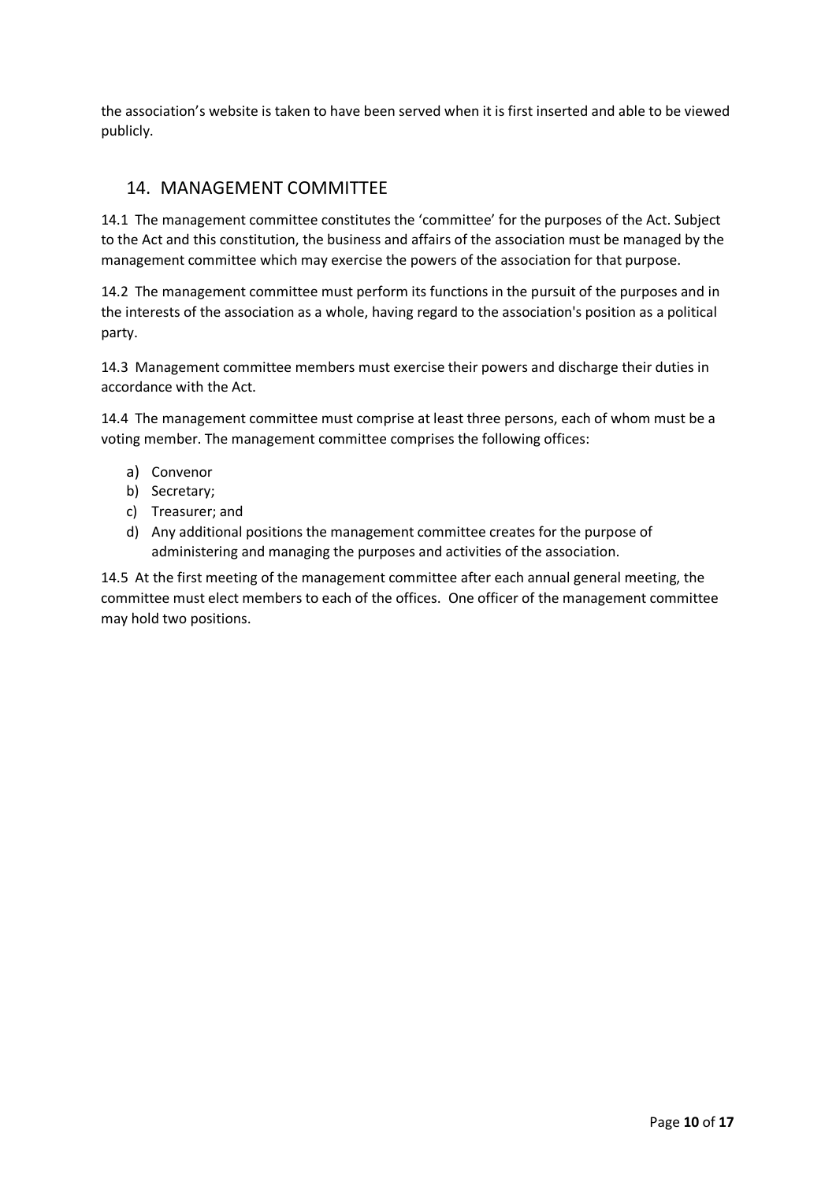the association's website is taken to have been served when it is first inserted and able to be viewed publicly.

## 14. MANAGEMENT COMMITTEE

14.1 The management committee constitutes the 'committee' for the purposes of the Act. Subject to the Act and this constitution, the business and affairs of the association must be managed by the management committee which may exercise the powers of the association for that purpose.

14.2 The management committee must perform its functions in the pursuit of the purposes and in the interests of the association as a whole, having regard to the association's position as a political party.

14.3 Management committee members must exercise their powers and discharge their duties in accordance with the Act.

14.4 The management committee must comprise at least three persons, each of whom must be a voting member. The management committee comprises the following offices:

a) Convenor
b) Secretary;
c) Treasurer; and
d) Any additional positions the management committee creates for the purpose of administering and managing the purposes and activities of the association.

14.5 At the first meeting of the management committee after each annual general meeting, the committee must elect members to each of the offices. One officer of the management committee may hold two positions.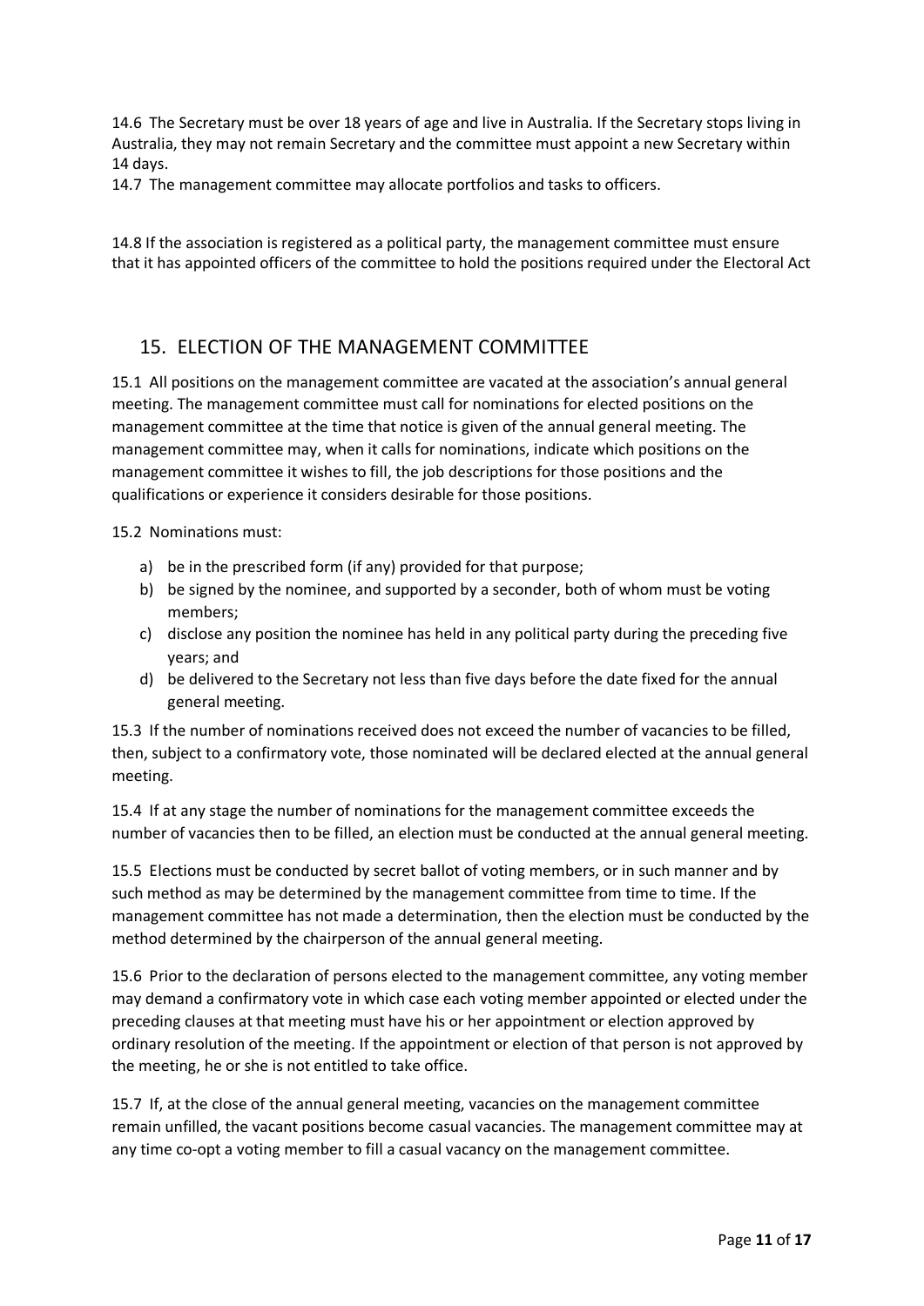14.6 The Secretary must be over 18 years of age and live in Australia. If the Secretary stops living in Australia, they may not remain Secretary and the committee must appoint a new Secretary within 14 days.

14.7 The management committee may allocate portfolios and tasks to officers.

14.8 If the association is registered as a political party, the management committee must ensure that it has appointed officers of the committee to hold the positions required under the Electoral Act

## 15. ELECTION OF THE MANAGEMENT COMMITTEE

15.1 All positions on the management committee are vacated at the association's annual general meeting. The management committee must call for nominations for elected positions on the management committee at the time that notice is given of the annual general meeting. The management committee may, when it calls for nominations, indicate which positions on the management committee it wishes to fill, the job descriptions for those positions and the qualifications or experience it considers desirable for those positions.

15.2 Nominations must:

a) be in the prescribed form (if any) provided for that purpose;
b) be signed by the nominee, and supported by a seconder, both of whom must be voting members;
c) disclose any position the nominee has held in any political party during the preceding five years; and
d) be delivered to the Secretary not less than five days before the date fixed for the annual general meeting.

15.3 If the number of nominations received does not exceed the number of vacancies to be filled, then, subject to a confirmatory vote, those nominated will be declared elected at the annual general meeting.

15.4 If at any stage the number of nominations for the management committee exceeds the number of vacancies then to be filled, an election must be conducted at the annual general meeting.

15.5 Elections must be conducted by secret ballot of voting members, or in such manner and by such method as may be determined by the management committee from time to time. If the management committee has not made a determination, then the election must be conducted by the method determined by the chairperson of the annual general meeting.

15.6 Prior to the declaration of persons elected to the management committee, any voting member may demand a confirmatory vote in which case each voting member appointed or elected under the preceding clauses at that meeting must have his or her appointment or election approved by ordinary resolution of the meeting. If the appointment or election of that person is not approved by the meeting, he or she is not entitled to take office.

15.7 If, at the close of the annual general meeting, vacancies on the management committee remain unfilled, the vacant positions become casual vacancies. The management committee may at any time co-opt a voting member to fill a casual vacancy on the management committee.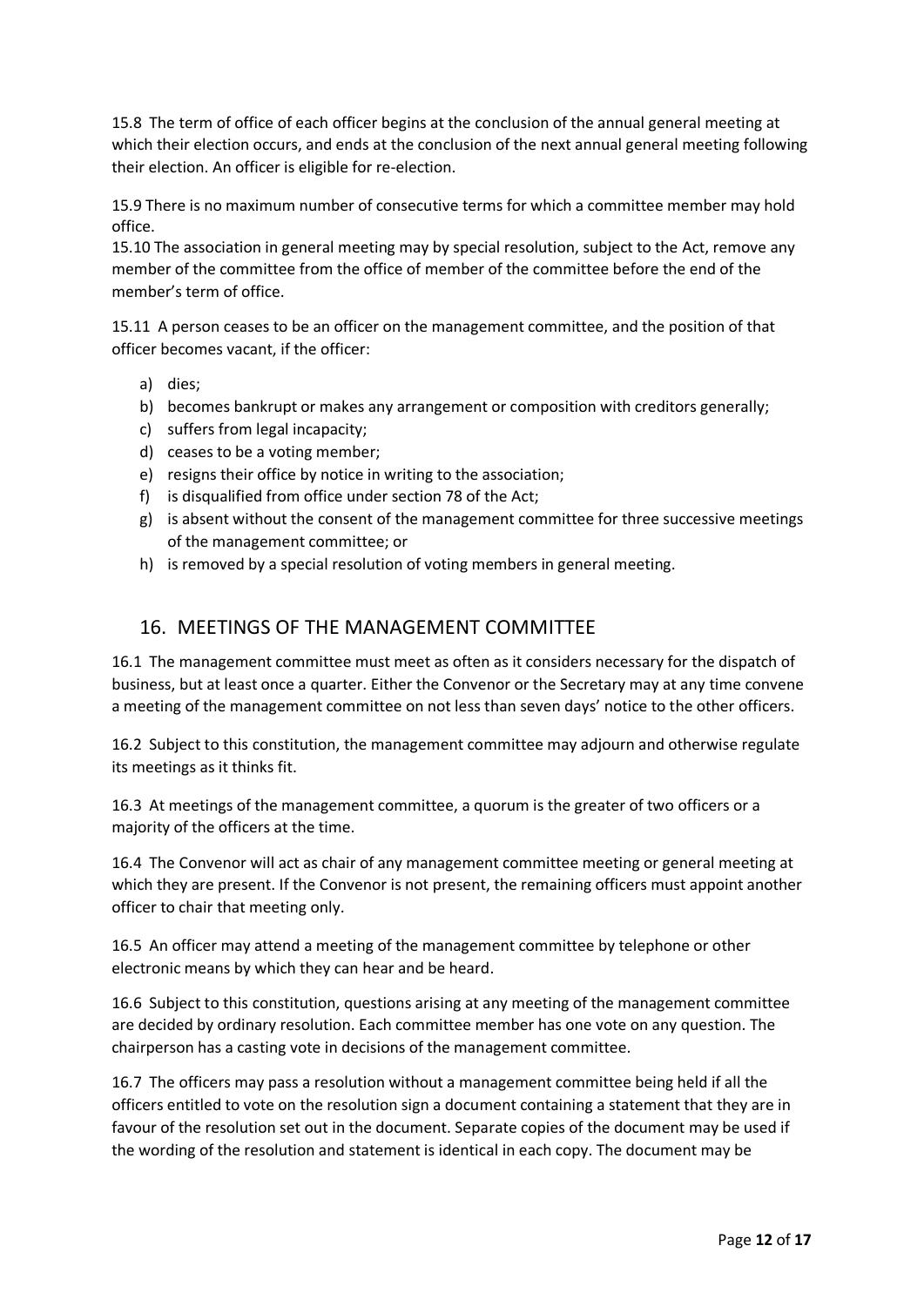15.8 The term of office of each officer begins at the conclusion of the annual general meeting at which their election occurs, and ends at the conclusion of the next annual general meeting following their election. An officer is eligible for re-election.

15.9 There is no maximum number of consecutive terms for which a committee member may hold office.

15.10 The association in general meeting may by special resolution, subject to the Act, remove any member of the committee from the office of member of the committee before the end of the member's term of office.

15.11 A person ceases to be an officer on the management committee, and the position of that officer becomes vacant, if the officer:

a) dies;
b) becomes bankrupt or makes any arrangement or composition with creditors generally;
c) suffers from legal incapacity;
d) ceases to be a voting member;
e) resigns their office by notice in writing to the association;
f) is disqualified from office under section 78 of the Act;
g) is absent without the consent of the management committee for three successive meetings of the management committee; or
h) is removed by a special resolution of voting members in general meeting.

## 16. MEETINGS OF THE MANAGEMENT COMMITTEE

16.1 The management committee must meet as often as it considers necessary for the dispatch of business, but at least once a quarter. Either the Convenor or the Secretary may at any time convene a meeting of the management committee on not less than seven days' notice to the other officers.

16.2 Subject to this constitution, the management committee may adjourn and otherwise regulate its meetings as it thinks fit.

16.3 At meetings of the management committee, a quorum is the greater of two officers or a majority of the officers at the time.

16.4 The Convenor will act as chair of any management committee meeting or general meeting at which they are present. If the Convenor is not present, the remaining officers must appoint another officer to chair that meeting only.

16.5 An officer may attend a meeting of the management committee by telephone or other electronic means by which they can hear and be heard.

16.6 Subject to this constitution, questions arising at any meeting of the management committee are decided by ordinary resolution. Each committee member has one vote on any question. The chairperson has a casting vote in decisions of the management committee.

16.7 The officers may pass a resolution without a management committee being held if all the officers entitled to vote on the resolution sign a document containing a statement that they are in favour of the resolution set out in the document. Separate copies of the document may be used if the wording of the resolution and statement is identical in each copy. The document may be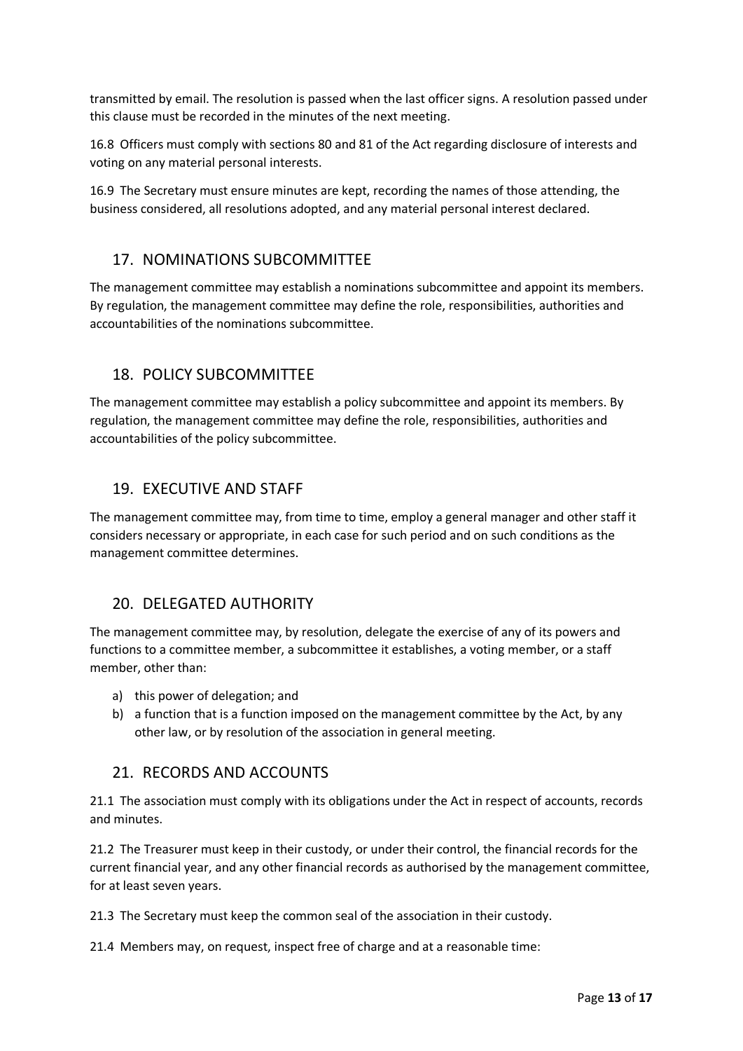transmitted by email. The resolution is passed when the last officer signs. A resolution passed under this clause must be recorded in the minutes of the next meeting.

16.8 Officers must comply with sections 80 and 81 of the Act regarding disclosure of interests and voting on any material personal interests.

16.9 The Secretary must ensure minutes are kept, recording the names of those attending, the business considered, all resolutions adopted, and any material personal interest declared.

## 17. NOMINATIONS SUBCOMMITTEE

The management committee may establish a nominations subcommittee and appoint its members. By regulation, the management committee may define the role, responsibilities, authorities and accountabilities of the nominations subcommittee.

## 18. POLICY SUBCOMMITTEE

The management committee may establish a policy subcommittee and appoint its members. By regulation, the management committee may define the role, responsibilities, authorities and accountabilities of the policy subcommittee.

## 19. EXECUTIVE AND STAFF

The management committee may, from time to time, employ a general manager and other staff it considers necessary or appropriate, in each case for such period and on such conditions as the management committee determines.

## 20. DELEGATED AUTHORITY

The management committee may, by resolution, delegate the exercise of any of its powers and functions to a committee member, a subcommittee it establishes, a voting member, or a staff member, other than:

a) this power of delegation; and
b) a function that is a function imposed on the management committee by the Act, by any other law, or by resolution of the association in general meeting.

## 21. RECORDS AND ACCOUNTS

21.1 The association must comply with its obligations under the Act in respect of accounts, records and minutes.

21.2 The Treasurer must keep in their custody, or under their control, the financial records for the current financial year, and any other financial records as authorised by the management committee, for at least seven years.

21.3 The Secretary must keep the common seal of the association in their custody.

21.4 Members may, on request, inspect free of charge and at a reasonable time: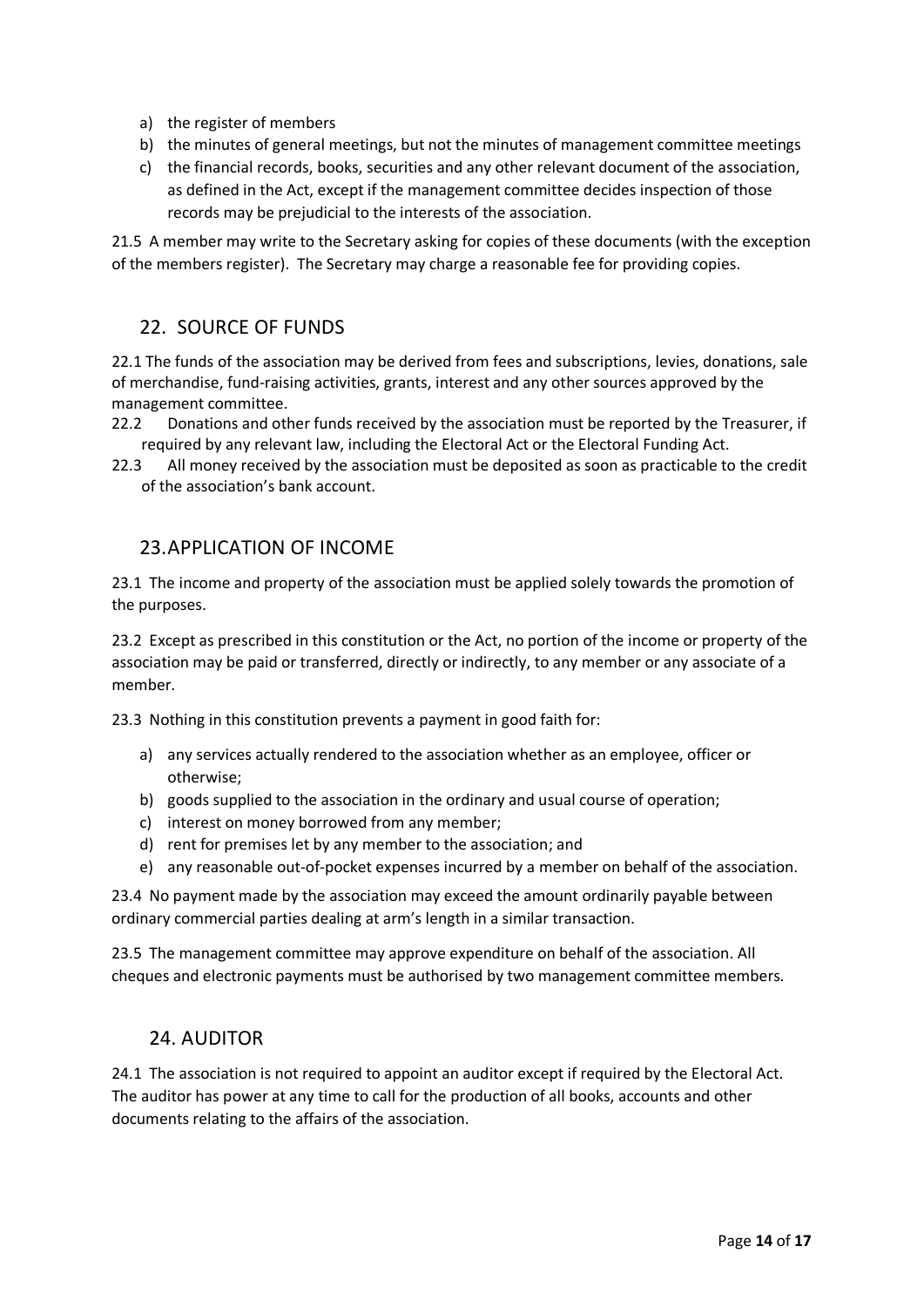a) the register of members
b) the minutes of general meetings, but not the minutes of management committee meetings
c) the financial records, books, securities and any other relevant document of the association, as defined in the Act, except if the management committee decides inspection of those records may be prejudicial to the interests of the association.

21.5 A member may write to the Secretary asking for copies of these documents (with the exception of the members register). The Secretary may charge a reasonable fee for providing copies.

## 22. SOURCE OF FUNDS

22.1 The funds of the association may be derived from fees and subscriptions, levies, donations, sale of merchandise, fund-raising activities, grants, interest and any other sources approved by the management committee.

22.2 Donations and other funds received by the association must be reported by the Treasurer, if required by any relevant law, including the Electoral Act or the Electoral Funding Act.

22.3 All money received by the association must be deposited as soon as practicable to the credit of the association's bank account.

## 23. APPLICATION OF INCOME

23.1 The income and property of the association must be applied solely towards the promotion of the purposes.

23.2 Except as prescribed in this constitution or the Act, no portion of the income or property of the association may be paid or transferred, directly or indirectly, to any member or any associate of a member.

23.3 Nothing in this constitution prevents a payment in good faith for:

a) any services actually rendered to the association whether as an employee, officer or otherwise;
b) goods supplied to the association in the ordinary and usual course of operation;
c) interest on money borrowed from any member;
d) rent for premises let by any member to the association; and
e) any reasonable out-of-pocket expenses incurred by a member on behalf of the association.

23.4 No payment made by the association may exceed the amount ordinarily payable between ordinary commercial parties dealing at arm's length in a similar transaction.

23.5 The management committee may approve expenditure on behalf of the association. All cheques and electronic payments must be authorised by two management committee members.

## 24. AUDITOR

24.1 The association is not required to appoint an auditor except if required by the Electoral Act. The auditor has power at any time to call for the production of all books, accounts and other documents relating to the affairs of the association.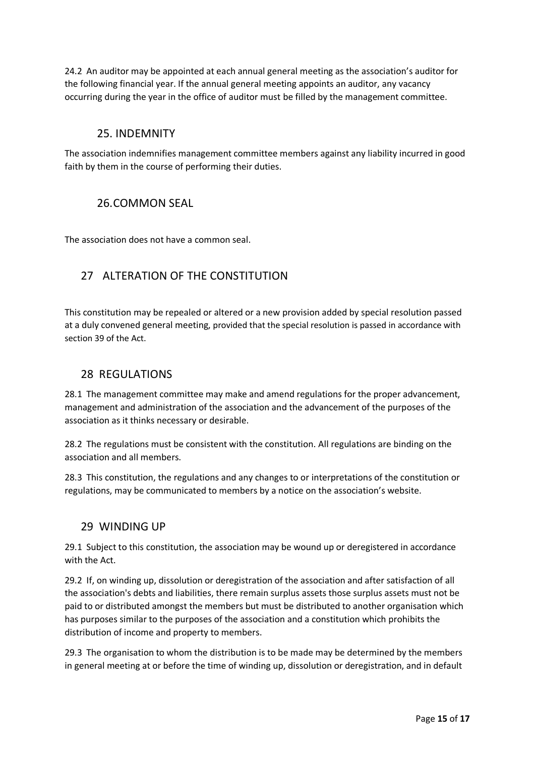24.2 An auditor may be appointed at each annual general meeting as the association's auditor for the following financial year. If the annual general meeting appoints an auditor, any vacancy occurring during the year in the office of auditor must be filled by the management committee.

## 25. INDEMNITY

The association indemnifies management committee members against any liability incurred in good faith by them in the course of performing their duties.

## 26.COMMON SEAL

The association does not have a common seal.

## 27 ALTERATION OF THE CONSTITUTION

This constitution may be repealed or altered or a new provision added by special resolution passed at a duly convened general meeting, provided that the special resolution is passed in accordance with section 39 of the Act.

## 28 REGULATIONS

28.1 The management committee may make and amend regulations for the proper advancement, management and administration of the association and the advancement of the purposes of the association as it thinks necessary or desirable.

28.2 The regulations must be consistent with the constitution. All regulations are binding on the association and all members.

28.3 This constitution, the regulations and any changes to or interpretations of the constitution or regulations, may be communicated to members by a notice on the association's website.

## 29 WINDING UP

29.1 Subject to this constitution, the association may be wound up or deregistered in accordance with the Act.

29.2 If, on winding up, dissolution or deregistration of the association and after satisfaction of all the association's debts and liabilities, there remain surplus assets those surplus assets must not be paid to or distributed amongst the members but must be distributed to another organisation which has purposes similar to the purposes of the association and a constitution which prohibits the distribution of income and property to members.

29.3 The organisation to whom the distribution is to be made may be determined by the members in general meeting at or before the time of winding up, dissolution or deregistration, and in default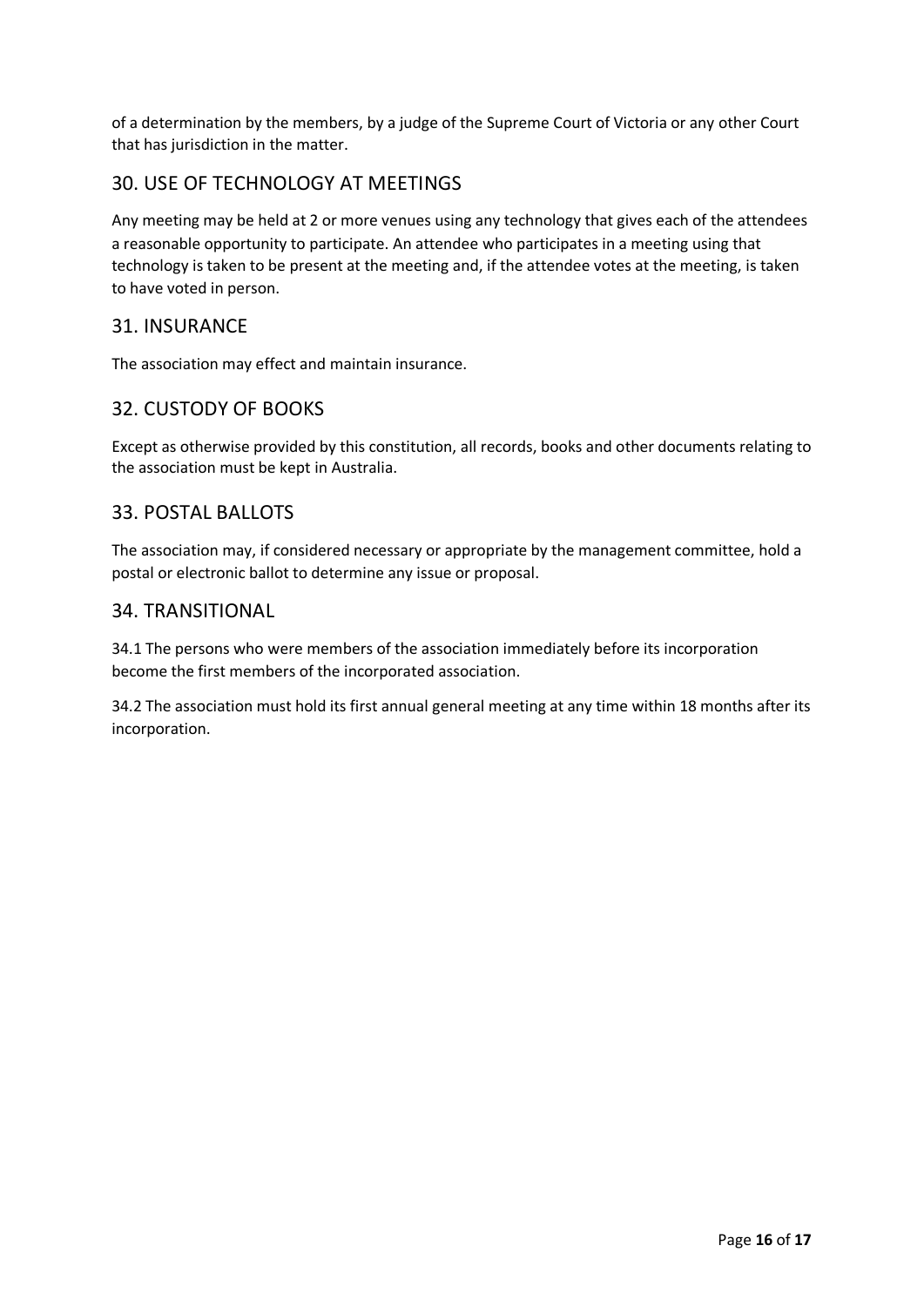of a determination by the members, by a judge of the Supreme Court of Victoria or any other Court that has jurisdiction in the matter.

## 30. USE OF TECHNOLOGY AT MEETINGS

Any meeting may be held at 2 or more venues using any technology that gives each of the attendees a reasonable opportunity to participate. An attendee who participates in a meeting using that technology is taken to be present at the meeting and, if the attendee votes at the meeting, is taken to have voted in person.

## 31. INSURANCE

The association may effect and maintain insurance.

## 32. CUSTODY OF BOOKS

Except as otherwise provided by this constitution, all records, books and other documents relating to the association must be kept in Australia.

## 33. POSTAL BALLOTS

The association may, if considered necessary or appropriate by the management committee, hold a postal or electronic ballot to determine any issue or proposal.

## 34. TRANSITIONAL

34.1 The persons who were members of the association immediately before its incorporation become the first members of the incorporated association.

34.2 The association must hold its first annual general meeting at any time within 18 months after its incorporation.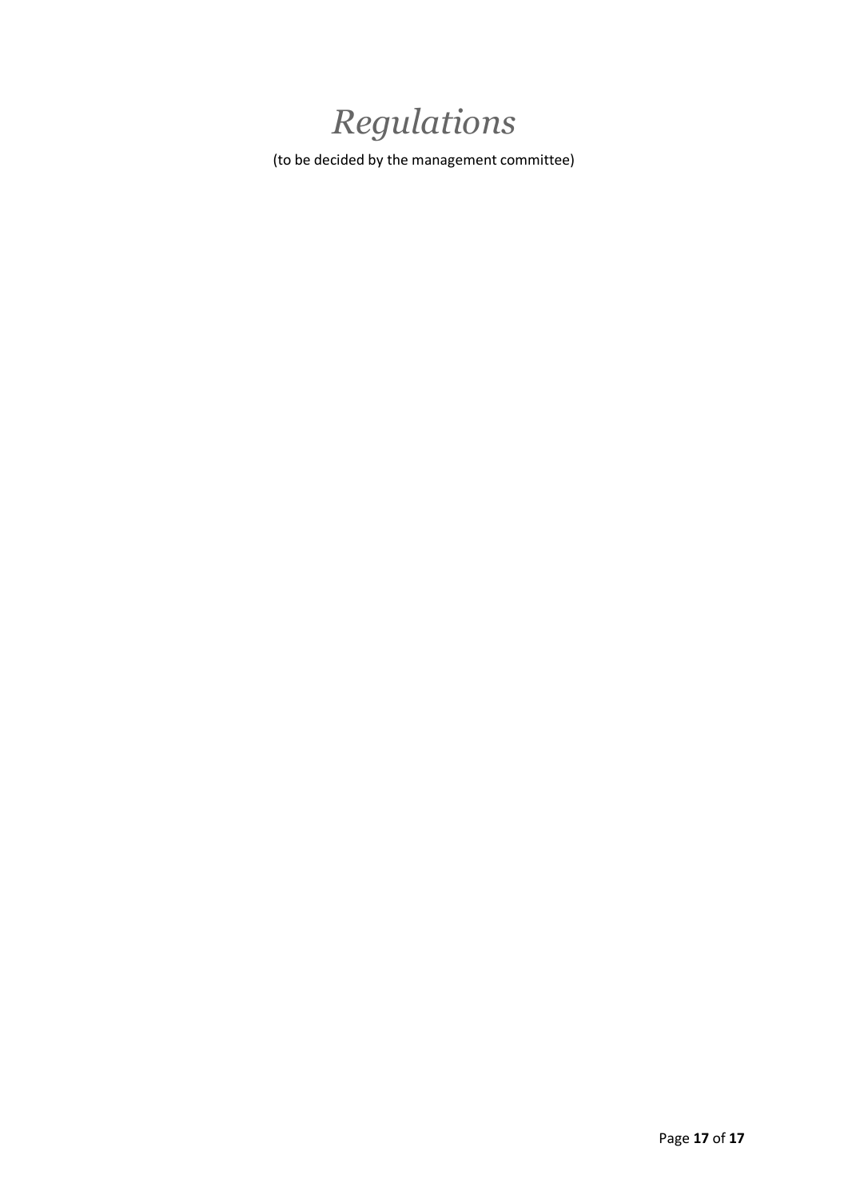# *Regulations*

(to be decided by the management committee)